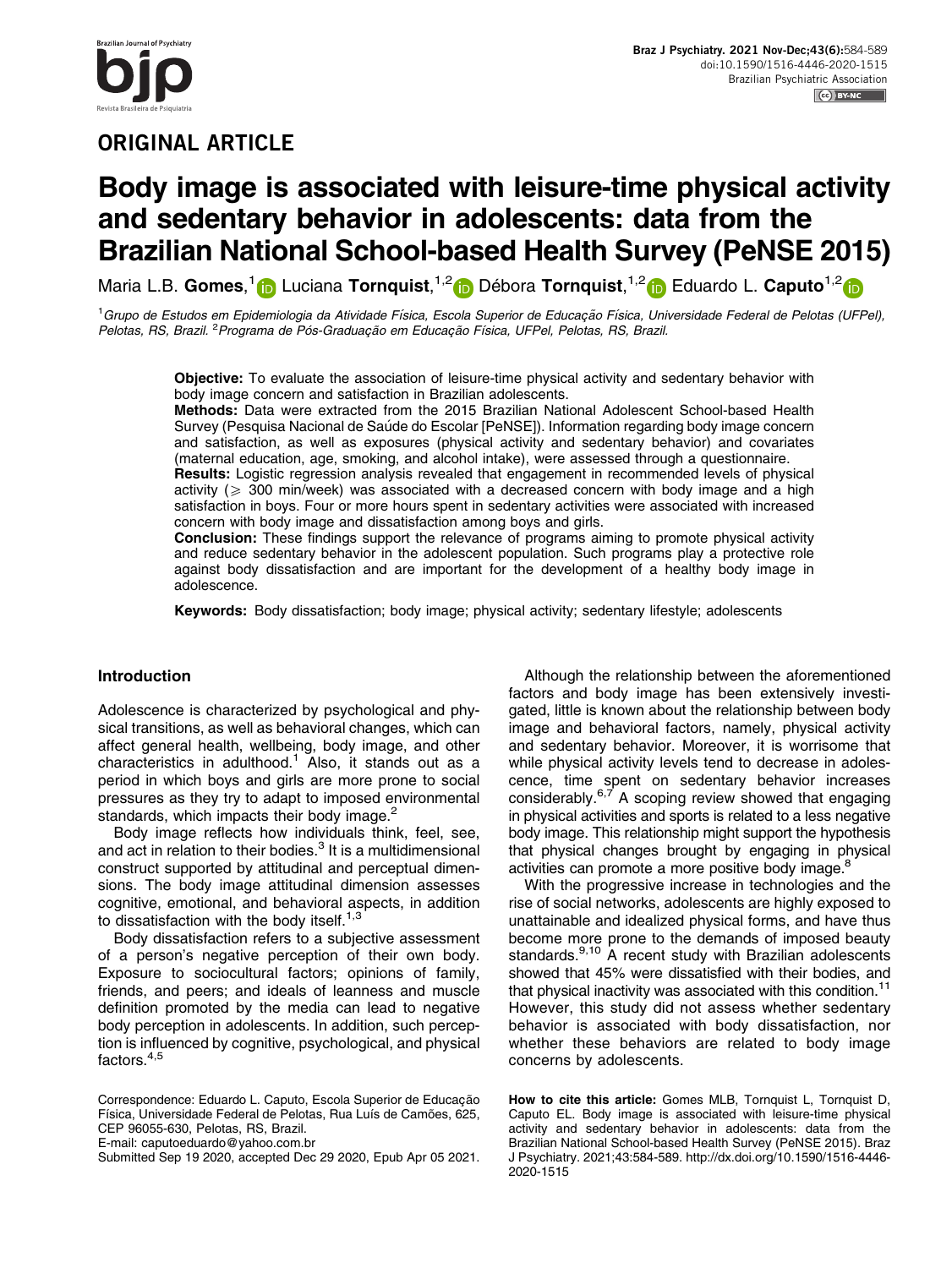## ORIGINAL ARTICLE

# Body image is associated with leisure-time physical activity and sedentary behavior in adolescents: data from the Brazilian National School-based Health Survey (PeNSE 2015)

Maria L.B. **Gomes**,[1] Luciana **Tornquist**,[1,2] Débora **Tornquist**,[1,2] Eduardo L. **Caputo**[1,2]

[1]*Grupo de Estudos em Epidemiologia da Atividade Física, Escola Superior de Educação Física, Universidade Federal de Pelotas (UFPel), Pelotas, RS, Brazil.* [2]*Programa de Pós-Graduação em Educação Física, UFPel, Pelotas, RS, Brazil.*

**Objective:** To evaluate the association of leisure-time physical activity and sedentary behavior with body image concern and satisfaction in Brazilian adolescents.

**Methods:** Data were extracted from the 2015 Brazilian National Adolescent School-based Health Survey (Pesquisa Nacional de Saúde do Escolar [PeNSE]). Information regarding body image concern and satisfaction, as well as exposures (physical activity and sedentary behavior) and covariates (maternal education, age, smoking, and alcohol intake), were assessed through a questionnaire.

**Results:** Logistic regression analysis revealed that engagement in recommended levels of physical activity ($\geqslant$ 300 min/week) was associated with a decreased concern with body image and a high satisfaction in boys. Four or more hours spent in sedentary activities were associated with increased concern with body image and dissatisfaction among boys and girls.

**Conclusion:** These findings support the relevance of programs aiming to promote physical activity and reduce sedentary behavior in the adolescent population. Such programs play a protective role against body dissatisfaction and are important for the development of a healthy body image in adolescence.

**Keywords:** Body dissatisfaction; body image; physical activity; sedentary lifestyle; adolescents

## Introduction

Adolescence is characterized by psychological and physical transitions, as well as behavioral changes, which can affect general health, wellbeing, body image, and other characteristics in adulthood.[1] Also, it stands out as a period in which boys and girls are more prone to social pressures as they try to adapt to imposed environmental standards, which impacts their body image.[2]

Body image reflects how individuals think, feel, see, and act in relation to their bodies.[3] It is a multidimensional construct supported by attitudinal and perceptual dimensions. The body image attitudinal dimension assesses cognitive, emotional, and behavioral aspects, in addition to dissatisfaction with the body itself.[1,3]

Body dissatisfaction refers to a subjective assessment of a person's negative perception of their own body. Exposure to sociocultural factors; opinions of family, friends, and peers; and ideals of leanness and muscle definition promoted by the media can lead to negative body perception in adolescents. In addition, such perception is influenced by cognitive, psychological, and physical factors.[4,5]

Although the relationship between the aforementioned factors and body image has been extensively investigated, little is known about the relationship between body image and behavioral factors, namely, physical activity and sedentary behavior. Moreover, it is worrisome that while physical activity levels tend to decrease in adolescence, time spent on sedentary behavior increases considerably.[6,7] A scoping review showed that engaging in physical activities and sports is related to a less negative body image. This relationship might support the hypothesis that physical changes brought by engaging in physical activities can promote a more positive body image.[8]

With the progressive increase in technologies and the rise of social networks, adolescents are highly exposed to unattainable and idealized physical forms, and have thus become more prone to the demands of imposed beauty standards.[9,10] A recent study with Brazilian adolescents showed that 45% were dissatisfied with their bodies, and that physical inactivity was associated with this condition.[11] However, this study did not assess whether sedentary behavior is associated with body dissatisfaction, nor whether these behaviors are related to body image concerns by adolescents.

Correspondence: Eduardo L. Caputo, Escola Superior de Educação Física, Universidade Federal de Pelotas, Rua Luís de Camões, 625, CEP 96055-630, Pelotas, RS, Brazil.
E-mail: caputoeduardo@yahoo.com.br

Submitted Sep 19 2020, accepted Dec 29 2020, Epub Apr 05 2021.

**How to cite this article:** Gomes MLB, Tornquist L, Tornquist D, Caputo EL. Body image is associated with leisure-time physical activity and sedentary behavior in adolescents: data from the Brazilian National School-based Health Survey (PeNSE 2015). Braz J Psychiatry. 2021;43:584-589. http://dx.doi.org/10.1590/1516-4446-2020-1515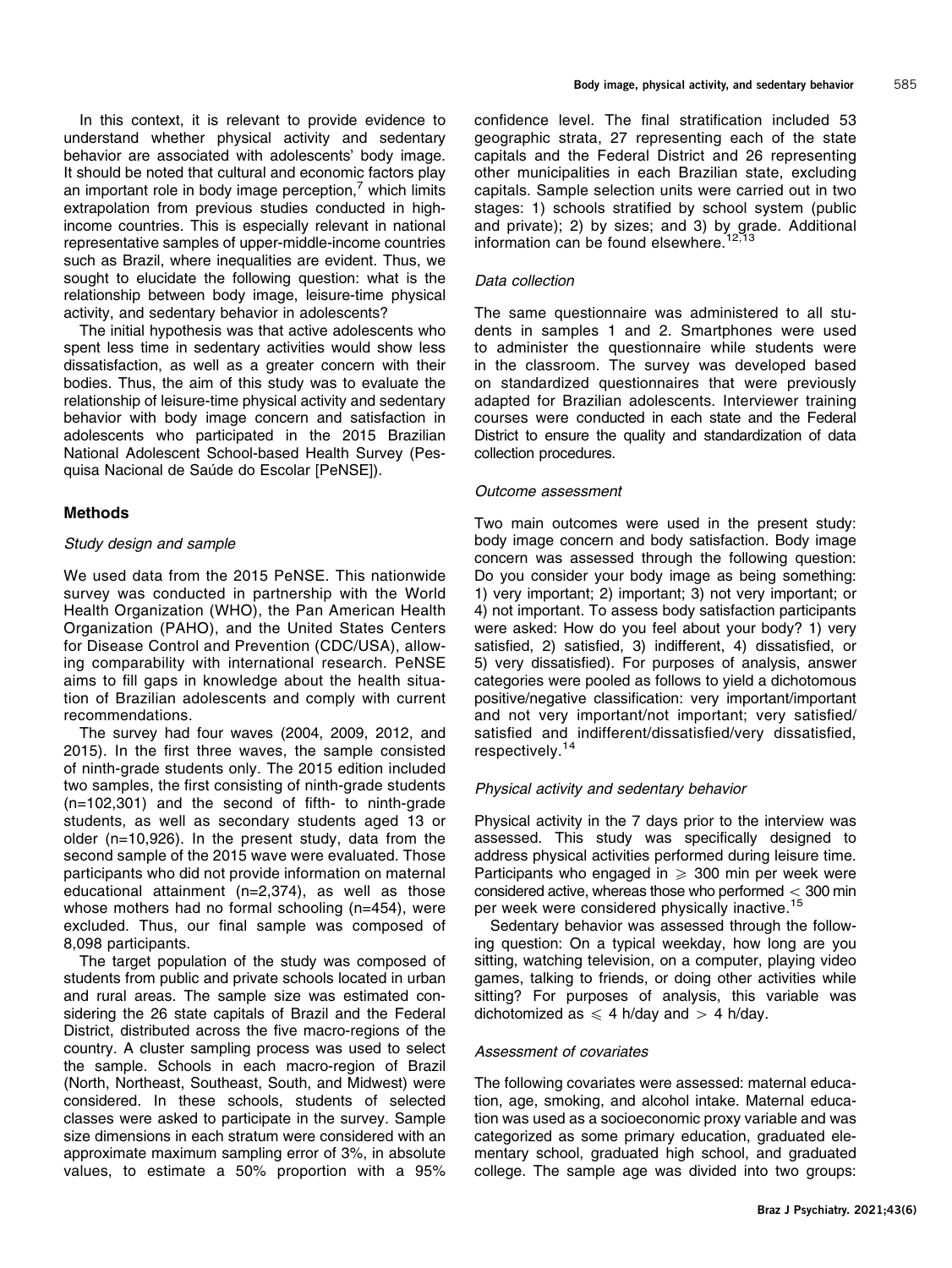In this context, it is relevant to provide evidence to understand whether physical activity and sedentary behavior are associated with adolescents' body image. It should be noted that cultural and economic factors play an important role in body image perception,[7] which limits extrapolation from previous studies conducted in high-income countries. This is especially relevant in national representative samples of upper-middle-income countries such as Brazil, where inequalities are evident. Thus, we sought to elucidate the following question: what is the relationship between body image, leisure-time physical activity, and sedentary behavior in adolescents?

The initial hypothesis was that active adolescents who spent less time in sedentary activities would show less dissatisfaction, as well as a greater concern with their bodies. Thus, the aim of this study was to evaluate the relationship of leisure-time physical activity and sedentary behavior with body image concern and satisfaction in adolescents who participated in the 2015 Brazilian National Adolescent School-based Health Survey (Pesquisa Nacional de Saúde do Escolar [PeNSE]).

## Methods

### Study design and sample

We used data from the 2015 PeNSE. This nationwide survey was conducted in partnership with the World Health Organization (WHO), the Pan American Health Organization (PAHO), and the United States Centers for Disease Control and Prevention (CDC/USA), allowing comparability with international research. PeNSE aims to fill gaps in knowledge about the health situation of Brazilian adolescents and comply with current recommendations.

The survey had four waves (2004, 2009, 2012, and 2015). In the first three waves, the sample consisted of ninth-grade students only. The 2015 edition included two samples, the first consisting of ninth-grade students (n=102,301) and the second of fifth- to ninth-grade students, as well as secondary students aged 13 or older (n=10,926). In the present study, data from the second sample of the 2015 wave were evaluated. Those participants who did not provide information on maternal educational attainment (n=2,374), as well as those whose mothers had no formal schooling (n=454), were excluded. Thus, our final sample was composed of 8,098 participants.

The target population of the study was composed of students from public and private schools located in urban and rural areas. The sample size was estimated considering the 26 state capitals of Brazil and the Federal District, distributed across the five macro-regions of the country. A cluster sampling process was used to select the sample. Schools in each macro-region of Brazil (North, Northeast, Southeast, South, and Midwest) were considered. In these schools, students of selected classes were asked to participate in the survey. Sample size dimensions in each stratum were considered with an approximate maximum sampling error of 3%, in absolute values, to estimate a 50% proportion with a 95% confidence level. The final stratification included 53 geographic strata, 27 representing each of the state capitals and the Federal District and 26 representing other municipalities in each Brazilian state, excluding capitals. Sample selection units were carried out in two stages: 1) schools stratified by school system (public and private); 2) by sizes; and 3) by grade. Additional information can be found elsewhere.[12,13]

### Data collection

The same questionnaire was administered to all students in samples 1 and 2. Smartphones were used to administer the questionnaire while students were in the classroom. The survey was developed based on standardized questionnaires that were previously adapted for Brazilian adolescents. Interviewer training courses were conducted in each state and the Federal District to ensure the quality and standardization of data collection procedures.

### Outcome assessment

Two main outcomes were used in the present study: body image concern and body satisfaction. Body image concern was assessed through the following question: Do you consider your body image as being something: 1) very important; 2) important; 3) not very important; or 4) not important. To assess body satisfaction participants were asked: How do you feel about your body? 1) very satisfied, 2) satisfied, 3) indifferent, 4) dissatisfied, or 5) very dissatisfied). For purposes of analysis, answer categories were pooled as follows to yield a dichotomous positive/negative classification: very important/important and not very important/not important; very satisfied/satisfied and indifferent/dissatisfied/very dissatisfied, respectively.[14]

### Physical activity and sedentary behavior

Physical activity in the 7 days prior to the interview was assessed. This study was specifically designed to address physical activities performed during leisure time. Participants who engaged in $\geqslant$ 300 min per week were considered active, whereas those who performed $<$ 300 min per week were considered physically inactive.[15]

Sedentary behavior was assessed through the following question: On a typical weekday, how long are you sitting, watching television, on a computer, playing video games, talking to friends, or doing other activities while sitting? For purposes of analysis, this variable was dichotomized as $\leqslant$ 4 h/day and $>$ 4 h/day.

### Assessment of covariates

The following covariates were assessed: maternal education, age, smoking, and alcohol intake. Maternal education was used as a socioeconomic proxy variable and was categorized as some primary education, graduated elementary school, graduated high school, and graduated college. The sample age was divided into two groups: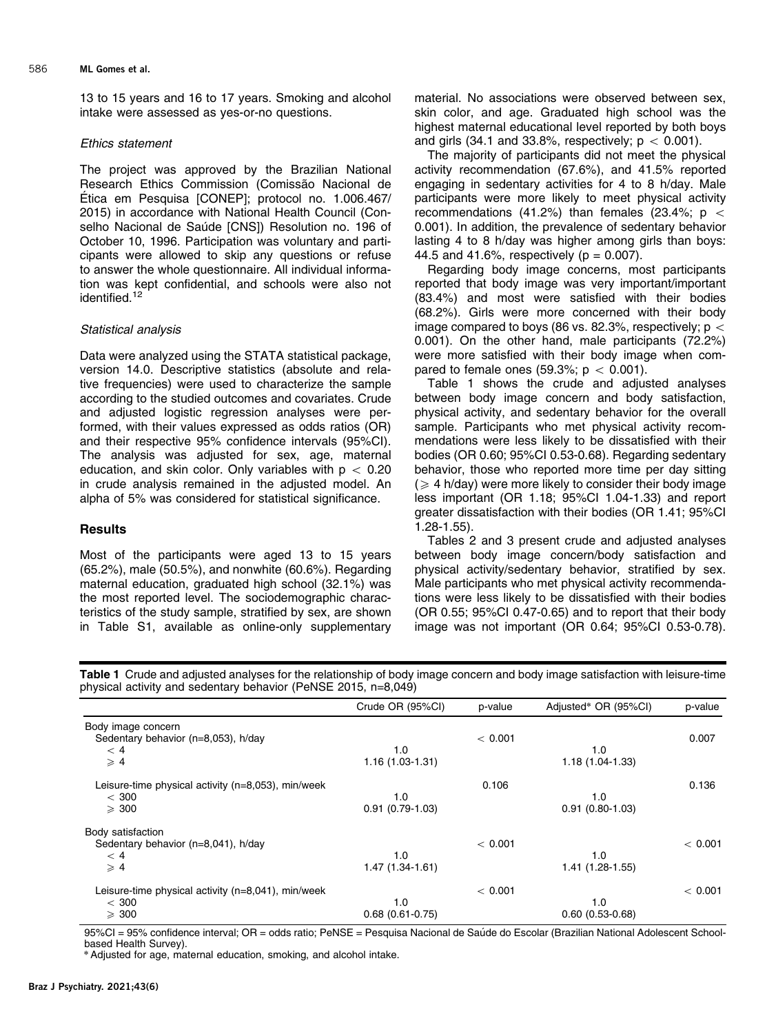13 to 15 years and 16 to 17 years. Smoking and alcohol intake were assessed as yes-or-no questions.

### *Ethics statement*

The project was approved by the Brazilian National Research Ethics Commission (Comissão Nacional de Ética em Pesquisa [CONEP]; protocol no. 1.006.467/2015) in accordance with National Health Council (Conselho Nacional de Saúde [CNS]) Resolution no. 196 of October 10, 1996. Participation was voluntary and participants were allowed to skip any questions or refuse to answer the whole questionnaire. All individual information was kept confidential, and schools were also not identified.[12]

### *Statistical analysis*

Data were analyzed using the STATA statistical package, version 14.0. Descriptive statistics (absolute and relative frequencies) were used to characterize the sample according to the studied outcomes and covariates. Crude and adjusted logistic regression analyses were performed, with their values expressed as odds ratios (OR) and their respective 95% confidence intervals (95%CI). The analysis was adjusted for sex, age, maternal education, and skin color. Only variables with $p < 0.20$ in crude analysis remained in the adjusted model. An alpha of 5% was considered for statistical significance.

## Results

Most of the participants were aged 13 to 15 years (65.2%), male (50.5%), and nonwhite (60.6%). Regarding maternal education, graduated high school (32.1%) was the most reported level. The sociodemographic characteristics of the study sample, stratified by sex, are shown in Table S1, available as online-only supplementary material. No associations were observed between sex, skin color, and age. Graduated high school was the highest maternal educational level reported by both boys and girls (34.1 and 33.8%, respectively; $p < 0.001$).

The majority of participants did not meet the physical activity recommendation (67.6%), and 41.5% reported engaging in sedentary activities for 4 to 8 h/day. Male participants were more likely to meet physical activity recommendations (41.2%) than females (23.4%; $p < 0.001$). In addition, the prevalence of sedentary behavior lasting 4 to 8 h/day was higher among girls than boys: 44.5 and 41.6%, respectively ($p = 0.007$).

Regarding body image concerns, most participants reported that body image was very important/important (83.4%) and most were satisfied with their bodies (68.2%). Girls were more concerned with their body image compared to boys (86 vs. 82.3%, respectively; $p < 0.001$). On the other hand, male participants (72.2%) were more satisfied with their body image when compared to female ones (59.3%; $p < 0.001$).

Table 1 shows the crude and adjusted analyses between body image concern and body satisfaction, physical activity, and sedentary behavior for the overall sample. Participants who met physical activity recommendations were less likely to be dissatisfied with their bodies (OR 0.60; 95%CI 0.53-0.68). Regarding sedentary behavior, those who reported more time per day sitting ($\geqslant$ 4 h/day) were more likely to consider their body image less important (OR 1.18; 95%CI 1.04-1.33) and report greater dissatisfaction with their bodies (OR 1.41; 95%CI 1.28-1.55).

Tables 2 and 3 present crude and adjusted analyses between body image concern/body satisfaction and physical activity/sedentary behavior, stratified by sex. Male participants who met physical activity recommendations were less likely to be dissatisfied with their bodies (OR 0.55; 95%CI 0.47-0.65) and to report that their body image was not important (OR 0.64; 95%CI 0.53-0.78).

**Table 1** Crude and adjusted analyses for the relationship of body image concern and body image satisfaction with leisure-time physical activity and sedentary behavior (PeNSE 2015, n=8,049)

| | Crude OR (95%CI) | p-value | Adjusted* OR (95%CI) | p-value |
|---|---|---|---|---|
| Body image concern | | | | |
| Sedentary behavior (n=8,053), h/day | | < 0.001 | | 0.007 |
| < 4 | 1.0 | | 1.0 | |
| ⩾ 4 | 1.16 (1.03-1.31) | | 1.18 (1.04-1.33) | |
| Leisure-time physical activity (n=8,053), min/week | | 0.106 | | 0.136 |
| < 300 | 1.0 | | 1.0 | |
| ⩾ 300 | 0.91 (0.79-1.03) | | 0.91 (0.80-1.03) | |
| Body satisfaction | | | | |
| Sedentary behavior (n=8,041), h/day | | < 0.001 | | < 0.001 |
| < 4 | 1.0 | | 1.0 | |
| ⩾ 4 | 1.47 (1.34-1.61) | | 1.41 (1.28-1.55) | |
| Leisure-time physical activity (n=8,041), min/week | | < 0.001 | | < 0.001 |
| < 300 | 1.0 | | 1.0 | |
| ⩾ 300 | 0.68 (0.61-0.75) | | 0.60 (0.53-0.68) | |

95%CI = 95% confidence interval; OR = odds ratio; PeNSE = Pesquisa Nacional de Saúde do Escolar (Brazilian National Adolescent School-based Health Survey).
* Adjusted for age, maternal education, smoking, and alcohol intake.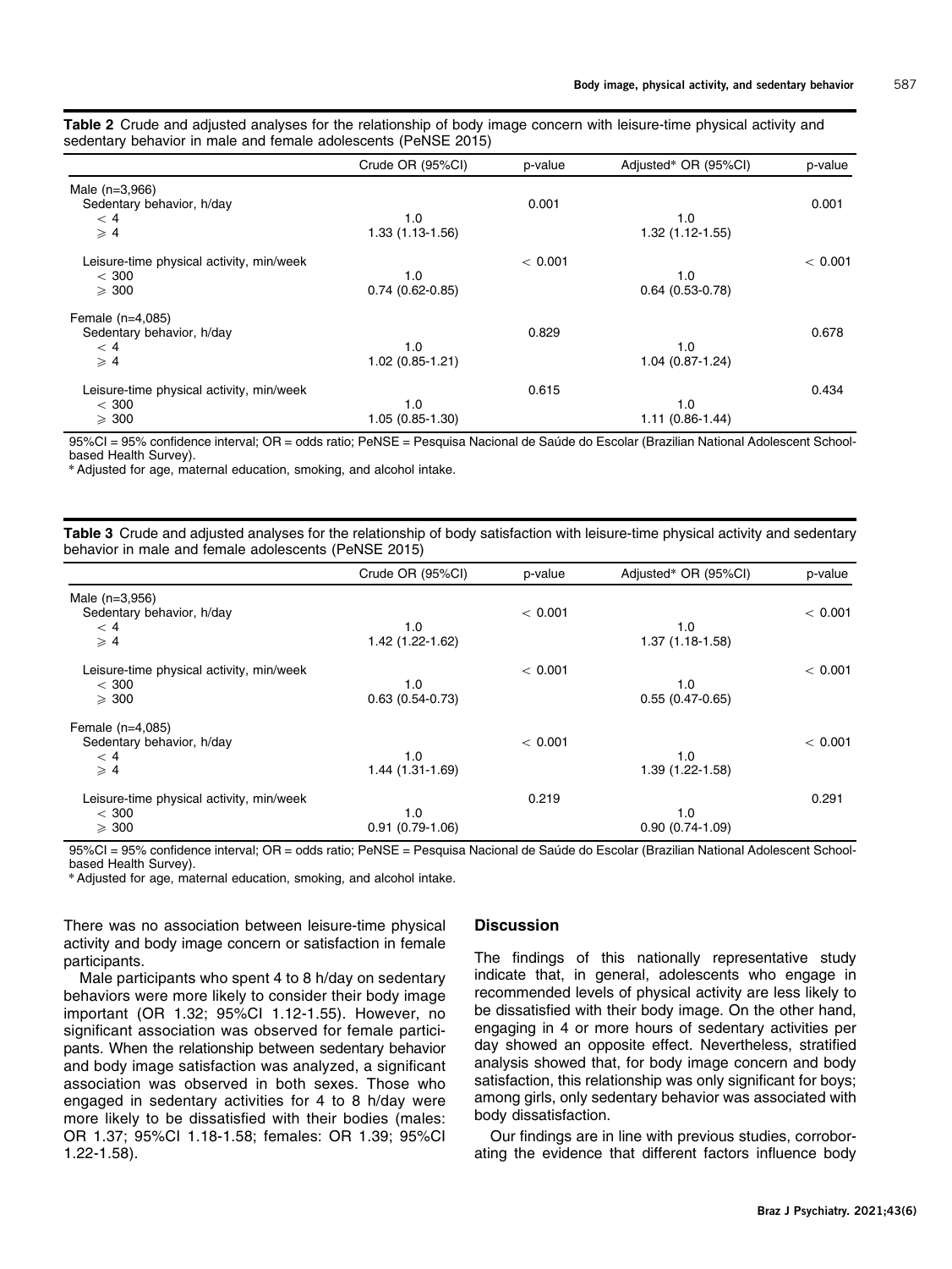**Table 2** Crude and adjusted analyses for the relationship of body image concern with leisure-time physical activity and sedentary behavior in male and female adolescents (PeNSE 2015)

| | Crude OR (95%CI) | p-value | Adjusted* OR (95%CI) | p-value |
|---|---|---|---|---|
| Male (n=3,966) | | | | |
| Sedentary behavior, h/day | | 0.001 | | 0.001 |
| $<$ 4 | 1.0 | | 1.0 | |
| $\geqslant$ 4 | 1.33 (1.13-1.56) | | 1.32 (1.12-1.55) | |
| Leisure-time physical activity, min/week | | $<$ 0.001 | | $<$ 0.001 |
| $<$ 300 | 1.0 | | 1.0 | |
| $\geqslant$ 300 | 0.74 (0.62-0.85) | | 0.64 (0.53-0.78) | |
| Female (n=4,085) | | | | |
| Sedentary behavior, h/day | | 0.829 | | 0.678 |
| $<$ 4 | 1.0 | | 1.0 | |
| $\geqslant$ 4 | 1.02 (0.85-1.21) | | 1.04 (0.87-1.24) | |
| Leisure-time physical activity, min/week | | 0.615 | | 0.434 |
| $<$ 300 | 1.0 | | 1.0 | |
| $\geqslant$ 300 | 1.05 (0.85-1.30) | | 1.11 (0.86-1.44) | |

95%CI = 95% confidence interval; OR = odds ratio; PeNSE = Pesquisa Nacional de Saúde do Escolar (Brazilian National Adolescent School-based Health Survey).
* Adjusted for age, maternal education, smoking, and alcohol intake.

**Table 3** Crude and adjusted analyses for the relationship of body satisfaction with leisure-time physical activity and sedentary behavior in male and female adolescents (PeNSE 2015)

| | Crude OR (95%CI) | p-value | Adjusted* OR (95%CI) | p-value |
|---|---|---|---|---|
| Male (n=3,956) | | | | |
| Sedentary behavior, h/day | | $<$ 0.001 | | $<$ 0.001 |
| $<$ 4 | 1.0 | | 1.0 | |
| $\geqslant$ 4 | 1.42 (1.22-1.62) | | 1.37 (1.18-1.58) | |
| Leisure-time physical activity, min/week | | $<$ 0.001 | | $<$ 0.001 |
| $<$ 300 | 1.0 | | 1.0 | |
| $\geqslant$ 300 | 0.63 (0.54-0.73) | | 0.55 (0.47-0.65) | |
| Female (n=4,085) | | | | |
| Sedentary behavior, h/day | | $<$ 0.001 | | $<$ 0.001 |
| $<$ 4 | 1.0 | | 1.0 | |
| $\geqslant$ 4 | 1.44 (1.31-1.69) | | 1.39 (1.22-1.58) | |
| Leisure-time physical activity, min/week | | 0.219 | | 0.291 |
| $<$ 300 | 1.0 | | 1.0 | |
| $\geqslant$ 300 | 0.91 (0.79-1.06) | | 0.90 (0.74-1.09) | |

95%CI = 95% confidence interval; OR = odds ratio; PeNSE = Pesquisa Nacional de Saúde do Escolar (Brazilian National Adolescent School-based Health Survey).
* Adjusted for age, maternal education, smoking, and alcohol intake.

There was no association between leisure-time physical activity and body image concern or satisfaction in female participants.

Male participants who spent 4 to 8 h/day on sedentary behaviors were more likely to consider their body image important (OR 1.32; 95%CI 1.12-1.55). However, no significant association was observed for female participants. When the relationship between sedentary behavior and body image satisfaction was analyzed, a significant association was observed in both sexes. Those who engaged in sedentary activities for 4 to 8 h/day were more likely to be dissatisfied with their bodies (males: OR 1.37; 95%CI 1.18-1.58; females: OR 1.39; 95%CI 1.22-1.58).

## Discussion

The findings of this nationally representative study indicate that, in general, adolescents who engage in recommended levels of physical activity are less likely to be dissatisfied with their body image. On the other hand, engaging in 4 or more hours of sedentary activities per day showed an opposite effect. Nevertheless, stratified analysis showed that, for body image concern and body satisfaction, this relationship was only significant for boys; among girls, only sedentary behavior was associated with body dissatisfaction.

Our findings are in line with previous studies, corroborating the evidence that different factors influence body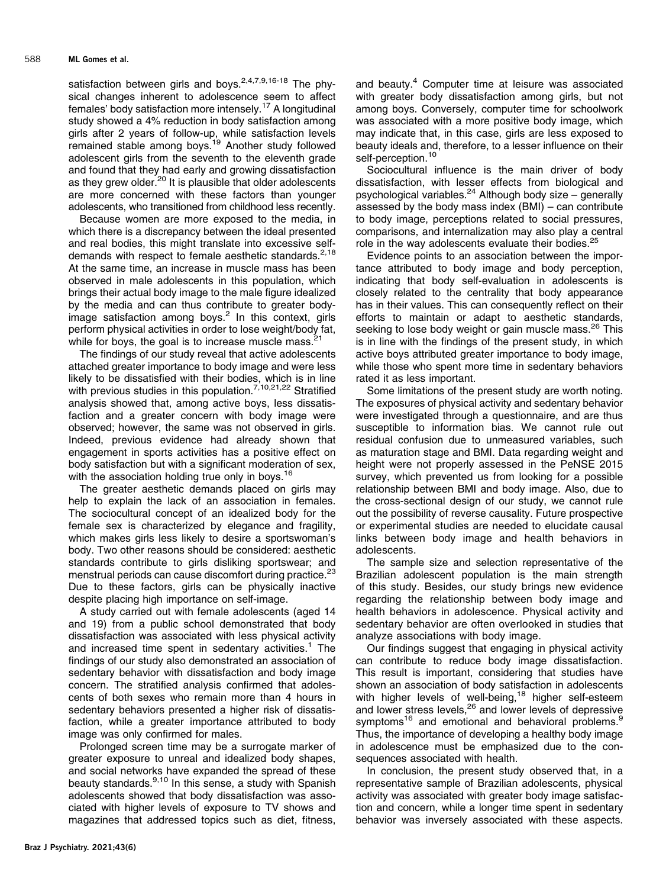satisfaction between girls and boys.[2,4,7,9,16-18] The physical changes inherent to adolescence seem to affect females' body satisfaction more intensely.[17] A longitudinal study showed a 4% reduction in body satisfaction among girls after 2 years of follow-up, while satisfaction levels remained stable among boys.[19] Another study followed adolescent girls from the seventh to the eleventh grade and found that they had early and growing dissatisfaction as they grew older.[20] It is plausible that older adolescents are more concerned with these factors than younger adolescents, who transitioned from childhood less recently.

Because women are more exposed to the media, in which there is a discrepancy between the ideal presented and real bodies, this might translate into excessive self-demands with respect to female aesthetic standards.[2,18] At the same time, an increase in muscle mass has been observed in male adolescents in this population, which brings their actual body image to the male figure idealized by the media and can thus contribute to greater body-image satisfaction among boys.[2] In this context, girls perform physical activities in order to lose weight/body fat, while for boys, the goal is to increase muscle mass.[21]

The findings of our study reveal that active adolescents attached greater importance to body image and were less likely to be dissatisfied with their bodies, which is in line with previous studies in this population.[7,10,21,22] Stratified analysis showed that, among active boys, less dissatisfaction and a greater concern with body image were observed; however, the same was not observed in girls. Indeed, previous evidence had already shown that engagement in sports activities has a positive effect on body satisfaction but with a significant moderation of sex, with the association holding true only in boys.[16]

The greater aesthetic demands placed on girls may help to explain the lack of an association in females. The sociocultural concept of an idealized body for the female sex is characterized by elegance and fragility, which makes girls less likely to desire a sportswoman's body. Two other reasons should be considered: aesthetic standards contribute to girls disliking sportswear; and menstrual periods can cause discomfort during practice.[23] Due to these factors, girls can be physically inactive despite placing high importance on self-image.

A study carried out with female adolescents (aged 14 and 19) from a public school demonstrated that body dissatisfaction was associated with less physical activity and increased time spent in sedentary activities.[1] The findings of our study also demonstrated an association of sedentary behavior with dissatisfaction and body image concern. The stratified analysis confirmed that adolescents of both sexes who remain more than 4 hours in sedentary behaviors presented a higher risk of dissatisfaction, while a greater importance attributed to body image was only confirmed for males.

Prolonged screen time may be a surrogate marker of greater exposure to unreal and idealized body shapes, and social networks have expanded the spread of these beauty standards.[9,10] In this sense, a study with Spanish adolescents showed that body dissatisfaction was associated with higher levels of exposure to TV shows and magazines that addressed topics such as diet, fitness, and beauty.[4] Computer time at leisure was associated with greater body dissatisfaction among girls, but not among boys. Conversely, computer time for schoolwork was associated with a more positive body image, which may indicate that, in this case, girls are less exposed to beauty ideals and, therefore, to a lesser influence on their self-perception.[10]

Sociocultural influence is the main driver of body dissatisfaction, with lesser effects from biological and psychological variables.[24] Although body size – generally assessed by the body mass index (BMI) – can contribute to body image, perceptions related to social pressures, comparisons, and internalization may also play a central role in the way adolescents evaluate their bodies.[25]

Evidence points to an association between the importance attributed to body image and body perception, indicating that body self-evaluation in adolescents is closely related to the centrality that body appearance has in their values. This can consequently reflect on their efforts to maintain or adapt to aesthetic standards, seeking to lose body weight or gain muscle mass.[26] This is in line with the findings of the present study, in which active boys attributed greater importance to body image, while those who spent more time in sedentary behaviors rated it as less important.

Some limitations of the present study are worth noting. The exposures of physical activity and sedentary behavior were investigated through a questionnaire, and are thus susceptible to information bias. We cannot rule out residual confusion due to unmeasured variables, such as maturation stage and BMI. Data regarding weight and height were not properly assessed in the PeNSE 2015 survey, which prevented us from looking for a possible relationship between BMI and body image. Also, due to the cross-sectional design of our study, we cannot rule out the possibility of reverse causality. Future prospective or experimental studies are needed to elucidate causal links between body image and health behaviors in adolescents.

The sample size and selection representative of the Brazilian adolescent population is the main strength of this study. Besides, our study brings new evidence regarding the relationship between body image and health behaviors in adolescence. Physical activity and sedentary behavior are often overlooked in studies that analyze associations with body image.

Our findings suggest that engaging in physical activity can contribute to reduce body image dissatisfaction. This result is important, considering that studies have shown an association of body satisfaction in adolescents with higher levels of well-being,[18] higher self-esteem and lower stress levels,[26] and lower levels of depressive symptoms[16] and emotional and behavioral problems.[9] Thus, the importance of developing a healthy body image in adolescence must be emphasized due to the consequences associated with health.

In conclusion, the present study observed that, in a representative sample of Brazilian adolescents, physical activity was associated with greater body image satisfaction and concern, while a longer time spent in sedentary behavior was inversely associated with these aspects.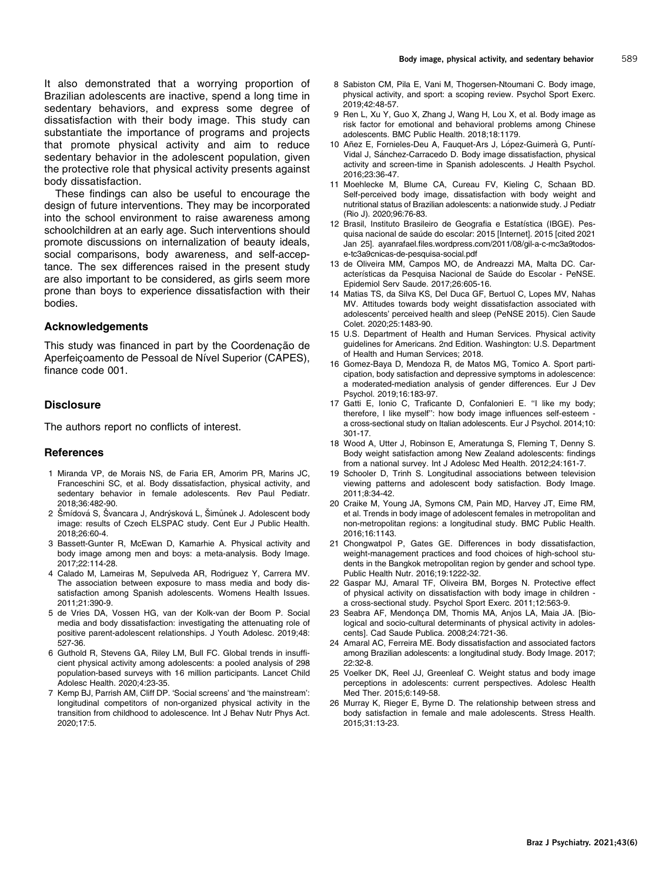It also demonstrated that a worrying proportion of Brazilian adolescents are inactive, spend a long time in sedentary behaviors, and express some degree of dissatisfaction with their body image. This study can substantiate the importance of programs and projects that promote physical activity and aim to reduce sedentary behavior in the adolescent population, given the protective role that physical activity presents against body dissatisfaction.

These findings can also be useful to encourage the design of future interventions. They may be incorporated into the school environment to raise awareness among schoolchildren at an early age. Such interventions should promote discussions on internalization of beauty ideals, social comparisons, body awareness, and self-acceptance. The sex differences raised in the present study are also important to be considered, as girls seem more prone than boys to experience dissatisfaction with their bodies.

## Acknowledgements

This study was financed in part by the Coordenação de Aperfeiçoamento de Pessoal de Nível Superior (CAPES), finance code 001.

## Disclosure

The authors report no conflicts of interest.

## References

1 Miranda VP, de Morais NS, de Faria ER, Amorim PR, Marins JC, Franceschini SC, et al. Body dissatisfaction, physical activity, and sedentary behavior in female adolescents. Rev Paul Pediatr. 2018;36:482-90.

2 Šmídová S, Švancara J, Andrýsková L, Šimůnek J. Adolescent body image: results of Czech ELSPAC study. Cent Eur J Public Health. 2018;26:60-4.

3 Bassett-Gunter R, McEwan D, Kamarhie A. Physical activity and body image among men and boys: a meta-analysis. Body Image. 2017;22:114-28.

4 Calado M, Lameiras M, Sepulveda AR, Rodriguez Y, Carrera MV. The association between exposure to mass media and body dissatisfaction among Spanish adolescents. Womens Health Issues. 2011;21:390-9.

5 de Vries DA, Vossen HG, van der Kolk-van der Boom P. Social media and body dissatisfaction: investigating the attenuating role of positive parent-adolescent relationships. J Youth Adolesc. 2019;48: 527-36.

6 Guthold R, Stevens GA, Riley LM, Bull FC. Global trends in insufficient physical activity among adolescents: a pooled analysis of 298 population-based surveys with 1·6 million participants. Lancet Child Adolesc Health. 2020;4:23-35.

7 Kemp BJ, Parrish AM, Cliff DP. 'Social screens' and 'the mainstream': longitudinal competitors of non-organized physical activity in the transition from childhood to adolescence. Int J Behav Nutr Phys Act. 2020;17:5.

8 Sabiston CM, Pila E, Vani M, Thogersen-Ntoumani C. Body image, physical activity, and sport: a scoping review. Psychol Sport Exerc. 2019;42:48-57.

9 Ren L, Xu Y, Guo X, Zhang J, Wang H, Lou X, et al. Body image as risk factor for emotional and behavioral problems among Chinese adolescents. BMC Public Health. 2018;18:1179.

10 Añez E, Fornieles-Deu A, Fauquet-Ars J, López-Guimerà G, Puntí-Vidal J, Sánchez-Carracedo D. Body image dissatisfaction, physical activity and screen-time in Spanish adolescents. J Health Psychol. 2016;23:36-47.

11 Moehlecke M, Blume CA, Cureau FV, Kieling C, Schaan BD. Self-perceived body image, dissatisfaction with body weight and nutritional status of Brazilian adolescents: a nationwide study. J Pediatr (Rio J). 2020;96:76-83.

12 Brasil, Instituto Brasileiro de Geografia e Estatística (IBGE). Pesquisa nacional de saúde do escolar: 2015 [Internet]. 2015 [cited 2021 Jan 25]. ayanrafael.files.wordpress.com/2011/08/gil-a-c-mc3a9todos-e-tc3a9cnicas-de-pesquisa-social.pdf

13 de Oliveira MM, Campos MO, de Andreazzi MA, Malta DC. Características da Pesquisa Nacional de Saúde do Escolar - PeNSE. Epidemiol Serv Saude. 2017;26:605-16.

14 Matias TS, da Silva KS, Del Duca GF, Bertuol C, Lopes MV, Nahas MV. Attitudes towards body weight dissatisfaction associated with adolescents' perceived health and sleep (PeNSE 2015). Cien Saude Colet. 2020;25:1483-90.

15 U.S. Department of Health and Human Services. Physical activity guidelines for Americans. 2nd Edition. Washington: U.S. Department of Health and Human Services; 2018.

16 Gomez-Baya D, Mendoza R, de Matos MG, Tomico A. Sport participation, body satisfaction and depressive symptoms in adolescence: a moderated-mediation analysis of gender differences. Eur J Dev Psychol. 2019;16:183-97.

17 Gatti E, Ionio C, Traficante D, Confalonieri E. "I like my body; therefore, I like myself": how body image influences self-esteem - a cross-sectional study on Italian adolescents. Eur J Psychol. 2014;10: 301-17.

18 Wood A, Utter J, Robinson E, Ameratunga S, Fleming T, Denny S. Body weight satisfaction among New Zealand adolescents: findings from a national survey. Int J Adolesc Med Health. 2012;24:161-7.

19 Schooler D, Trinh S. Longitudinal associations between television viewing patterns and adolescent body satisfaction. Body Image. 2011;8:34-42.

20 Craike M, Young JA, Symons CM, Pain MD, Harvey JT, Eime RM, et al. Trends in body image of adolescent females in metropolitan and non-metropolitan regions: a longitudinal study. BMC Public Health. 2016;16:1143.

21 Chongwatpol P, Gates GE. Differences in body dissatisfaction, weight-management practices and food choices of high-school students in the Bangkok metropolitan region by gender and school type. Public Health Nutr. 2016;19:1222-32.

22 Gaspar MJ, Amaral TF, Oliveira BM, Borges N. Protective effect of physical activity on dissatisfaction with body image in children - a cross-sectional study. Psychol Sport Exerc. 2011;12:563-9.

23 Seabra AF, Mendonça DM, Thomis MA, Anjos LA, Maia JA. [Biological and socio-cultural determinants of physical activity in adolescents]. Cad Saude Publica. 2008;24:721-36.

24 Amaral AC, Ferreira ME. Body dissatisfaction and associated factors among Brazilian adolescents: a longitudinal study. Body Image. 2017; 22:32-8.

25 Voelker DK, Reel JJ, Greenleaf C. Weight status and body image perceptions in adolescents: current perspectives. Adolesc Health Med Ther. 2015;6:149-58.

26 Murray K, Rieger E, Byrne D. The relationship between stress and body satisfaction in female and male adolescents. Stress Health. 2015;31:13-23.